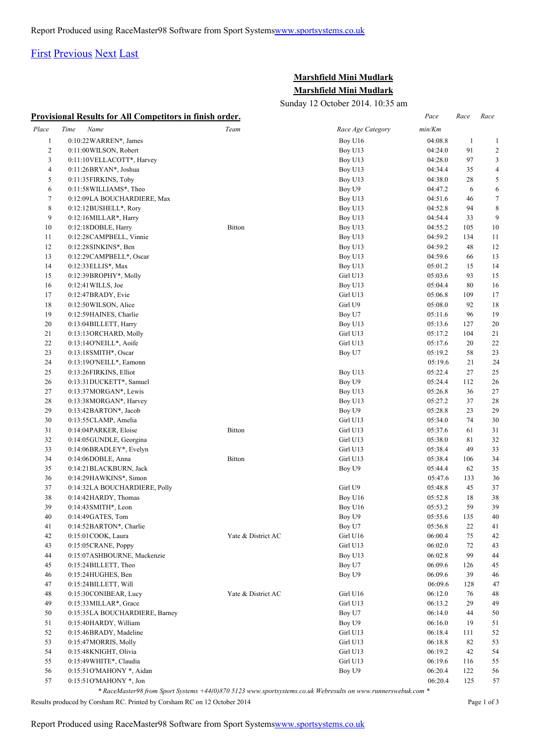Report Produced using RaceMaster98 Software from Sport Systems[www.sportsystems.co.uk](http://www.sportsystems.co.uk)

First Previous Next Last

## Marshfield Mini Mudlark

## Marshfield Mini Mudlark

Sunday 12 October 2014. 10:35 am

**Provisional Results for All Competitors in finish order.**

| Place | Time | Name | Team | Race Age Category | Pace min/Km | Race | Race |
|---|---|---|---|---|---|---|---|
| 1 | 0:10:22 | WARREN*, James | | Boy U16 | 04:08.8 | 1 | 1 |
| 2 | 0:11:00 | WILSON, Robert | | Boy U13 | 04:24.0 | 91 | 2 |
| 3 | 0:11:10 | VELLACOTT*, Harvey | | Boy U13 | 04:28.0 | 97 | 3 |
| 4 | 0:11:26 | BRYAN*, Joshua | | Boy U13 | 04:34.4 | 35 | 4 |
| 5 | 0:11:35 | FIRKINS, Toby | | Boy U13 | 04:38.0 | 28 | 5 |
| 6 | 0:11:58 | WILLIAMS*, Theo | | Boy U9 | 04:47.2 | 6 | 6 |
| 7 | 0:12:09 | LA BOUCHARDIERE, Max | | Boy U13 | 04:51.6 | 46 | 7 |
| 8 | 0:12:12 | BUSHELL*, Rory | | Boy U13 | 04:52.8 | 94 | 8 |
| 9 | 0:12:16 | MILLAR*, Harry | | Boy U13 | 04:54.4 | 33 | 9 |
| 10 | 0:12:18 | DOBLE, Harry | Bitton | Boy U13 | 04:55.2 | 105 | 10 |
| 11 | 0:12:28 | CAMPBELL, Vinnie | | Boy U13 | 04:59.2 | 134 | 11 |
| 12 | 0:12:28 | SINKINS*, Ben | | Boy U13 | 04:59.2 | 48 | 12 |
| 13 | 0:12:29 | CAMPBELL*, Oscar | | Boy U13 | 04:59.6 | 66 | 13 |
| 14 | 0:12:33 | ELLIS*, Max | | Boy U13 | 05:01.2 | 15 | 14 |
| 15 | 0:12:39 | BROPHY*, Molly | | Girl U13 | 05:03.6 | 93 | 15 |
| 16 | 0:12:41 | WILLS, Joe | | Boy U13 | 05:04.4 | 80 | 16 |
| 17 | 0:12:47 | BRADY, Evie | | Girl U13 | 05:06.8 | 109 | 17 |
| 18 | 0:12:50 | WILSON, Alice | | Girl U9 | 05:08.0 | 92 | 18 |
| 19 | 0:12:59 | HAINES, Charlie | | Boy U7 | 05:11.6 | 96 | 19 |
| 20 | 0:13:04 | BILLETT, Harry | | Boy U13 | 05:13.6 | 127 | 20 |
| 21 | 0:13:13 | ORCHARD, Molly | | Girl U13 | 05:17.2 | 104 | 21 |
| 22 | 0:13:14 | O'NEILL*, Aoife | | Girl U13 | 05:17.6 | 20 | 22 |
| 23 | 0:13:18 | SMITH*, Oscar | | Boy U7 | 05:19.2 | 58 | 23 |
| 24 | 0:13:19 | O'NEILL*, Eamonn | | | 05:19.6 | 21 | 24 |
| 25 | 0:13:26 | FIRKINS, Elliot | | Boy U13 | 05:22.4 | 27 | 25 |
| 26 | 0:13:31 | DUCKETT*, Samuel | | Boy U9 | 05:24.4 | 112 | 26 |
| 27 | 0:13:37 | MORGAN*, Lewis | | Boy U13 | 05:26.8 | 36 | 27 |
| 28 | 0:13:38 | MORGAN*, Harvey | | Boy U13 | 05:27.2 | 37 | 28 |
| 29 | 0:13:42 | BARTON*, Jacob | | Boy U9 | 05:28.8 | 23 | 29 |
| 30 | 0:13:55 | CLAMP, Amelia | | Girl U13 | 05:34.0 | 74 | 30 |
| 31 | 0:14:04 | PARKER, Eloise | Bitton | Girl U13 | 05:37.6 | 61 | 31 |
| 32 | 0:14:05 | GUNDLE, Georgina | | Girl U13 | 05:38.0 | 81 | 32 |
| 33 | 0:14:06 | BRADLEY*, Evelyn | | Girl U13 | 05:38.4 | 49 | 33 |
| 34 | 0:14:06 | DOBLE, Anna | Bitton | Girl U13 | 05:38.4 | 106 | 34 |
| 35 | 0:14:21 | BLACKBURN, Jack | | Boy U9 | 05:44.4 | 62 | 35 |
| 36 | 0:14:29 | HAWKINS*, Simon | | | 05:47.6 | 133 | 36 |
| 37 | 0:14:32 | LA BOUCHARDIERE, Polly | | Girl U9 | 05:48.8 | 45 | 37 |
| 38 | 0:14:42 | HARDY, Thomas | | Boy U16 | 05:52.8 | 18 | 38 |
| 39 | 0:14:43 | SMITH*, Leon | | Boy U16 | 05:53.2 | 59 | 39 |
| 40 | 0:14:49 | GATES, Tom | | Boy U9 | 05:55.6 | 135 | 40 |
| 41 | 0:14:52 | BARTON*, Charlie | | Boy U7 | 05:56.8 | 22 | 41 |
| 42 | 0:15:01 | COOK, Laura | Yate & District AC | Girl U16 | 06:00.4 | 75 | 42 |
| 43 | 0:15:05 | CRANE, Poppy | | Girl U13 | 06:02.0 | 72 | 43 |
| 44 | 0:15:07 | ASHBOURNE, Mackenzie | | Boy U13 | 06:02.8 | 99 | 44 |
| 45 | 0:15:24 | BILLETT, Theo | | Boy U7 | 06:09.6 | 126 | 45 |
| 46 | 0:15:24 | HUGHES, Ben | | Boy U9 | 06:09.6 | 39 | 46 |
| 47 | 0:15:24 | BILLETT, Will | | | 06:09.6 | 128 | 47 |
| 48 | 0:15:30 | CONIBEAR, Lucy | Yate & District AC | Girl U16 | 06:12.0 | 76 | 48 |
| 49 | 0:15:33 | MILLAR*, Grace | | Girl U13 | 06:13.2 | 29 | 49 |
| 50 | 0:15:35 | LA BOUCHARDIERE, Barney | | Boy U7 | 06:14.0 | 44 | 50 |
| 51 | 0:15:40 | HARDY, William | | Boy U9 | 06:16.0 | 19 | 51 |
| 52 | 0:15:46 | BRADY, Madeline | | Girl U13 | 06:18.4 | 111 | 52 |
| 53 | 0:15:47 | MORRIS, Molly | | Girl U13 | 06:18.8 | 82 | 53 |
| 54 | 0:15:48 | KNIGHT, Olivia | | Girl U13 | 06:19.2 | 42 | 54 |
| 55 | 0:15:49 | WHITE*, Claudia | | Girl U13 | 06:19.6 | 116 | 55 |
| 56 | 0:15:51 | O'MAHONY *, Aidan | | Boy U9 | 06:20.4 | 122 | 56 |
| 57 | 0:15:51 | O'MAHONY *, Jon | | | 06:20.4 | 125 | 57 |

*\* RaceMaster98 from Sport Systems +44(0)870 5123 www.sportsystems.co.uk Webresults on www.runnerswebuk.com \**

Results produced by Corsham RC. Printed by Corsham RC on 12 October 2014

Report Produced using RaceMaster98 Software from Sport Systems[www.sportsystems.co.uk](http://www.sportsystems.co.uk)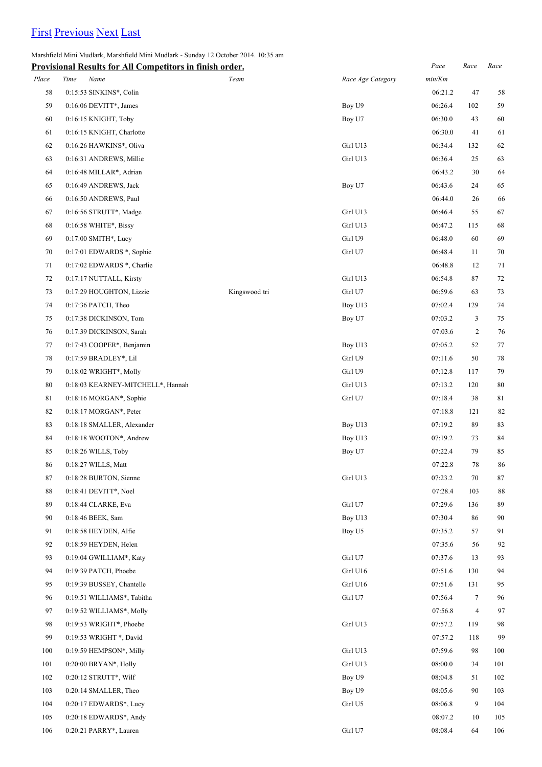[First](#) [Previous](#) [Next](#) [Last](#)

Marshfield Mini Mudlark, Marshfield Mini Mudlark - Sunday 12 October 2014. 10:35 am

**Provisional Results for All Competitors in finish order.**

| Place | Time | Name | Team | Race Age Category | Pace min/Km | Race | Race |
|---|---|---|---|---|---|---|---|
| 58 | 0:15:53 | SINKINS*, Colin | | | 06:21.2 | 47 | 58 |
| 59 | 0:16:06 | DEVITT*, James | | Boy U9 | 06:26.4 | 102 | 59 |
| 60 | 0:16:15 | KNIGHT, Toby | | Boy U7 | 06:30.0 | 43 | 60 |
| 61 | 0:16:15 | KNIGHT, Charlotte | | | 06:30.0 | 41 | 61 |
| 62 | 0:16:26 | HAWKINS*, Oliva | | Girl U13 | 06:34.4 | 132 | 62 |
| 63 | 0:16:31 | ANDREWS, Millie | | Girl U13 | 06:36.4 | 25 | 63 |
| 64 | 0:16:48 | MILLAR*, Adrian | | | 06:43.2 | 30 | 64 |
| 65 | 0:16:49 | ANDREWS, Jack | | Boy U7 | 06:43.6 | 24 | 65 |
| 66 | 0:16:50 | ANDREWS, Paul | | | 06:44.0 | 26 | 66 |
| 67 | 0:16:56 | STRUTT*, Madge | | Girl U13 | 06:46.4 | 55 | 67 |
| 68 | 0:16:58 | WHITE*, Bissy | | Girl U13 | 06:47.2 | 115 | 68 |
| 69 | 0:17:00 | SMITH*, Lucy | | Girl U9 | 06:48.0 | 60 | 69 |
| 70 | 0:17:01 | EDWARDS *, Sophie | | Girl U7 | 06:48.4 | 11 | 70 |
| 71 | 0:17:02 | EDWARDS *, Charlie | | | 06:48.8 | 12 | 71 |
| 72 | 0:17:17 | NUTTALL, Kirsty | | Girl U13 | 06:54.8 | 87 | 72 |
| 73 | 0:17:29 | HOUGHTON, Lizzie | Kingswood tri | Girl U7 | 06:59.6 | 63 | 73 |
| 74 | 0:17:36 | PATCH, Theo | | Boy U13 | 07:02.4 | 129 | 74 |
| 75 | 0:17:38 | DICKINSON, Tom | | Boy U7 | 07:03.2 | 3 | 75 |
| 76 | 0:17:39 | DICKINSON, Sarah | | | 07:03.6 | 2 | 76 |
| 77 | 0:17:43 | COOPER*, Benjamin | | Boy U13 | 07:05.2 | 52 | 77 |
| 78 | 0:17:59 | BRADLEY*, Lil | | Girl U9 | 07:11.6 | 50 | 78 |
| 79 | 0:18:02 | WRIGHT*, Molly | | Girl U9 | 07:12.8 | 117 | 79 |
| 80 | 0:18:03 | KEARNEY-MITCHELL*, Hannah | | Girl U13 | 07:13.2 | 120 | 80 |
| 81 | 0:18:16 | MORGAN*, Sophie | | Girl U7 | 07:18.4 | 38 | 81 |
| 82 | 0:18:17 | MORGAN*, Peter | | | 07:18.8 | 121 | 82 |
| 83 | 0:18:18 | SMALLER, Alexander | | Boy U13 | 07:19.2 | 89 | 83 |
| 84 | 0:18:18 | WOOTON*, Andrew | | Boy U13 | 07:19.2 | 73 | 84 |
| 85 | 0:18:26 | WILLS, Toby | | Boy U7 | 07:22.4 | 79 | 85 |
| 86 | 0:18:27 | WILLS, Matt | | | 07:22.8 | 78 | 86 |
| 87 | 0:18:28 | BURTON, Sienne | | Girl U13 | 07:23.2 | 70 | 87 |
| 88 | 0:18:41 | DEVITT*, Noel | | | 07:28.4 | 103 | 88 |
| 89 | 0:18:44 | CLARKE, Eva | | Girl U7 | 07:29.6 | 136 | 89 |
| 90 | 0:18:46 | BEEK, Sam | | Boy U13 | 07:30.4 | 86 | 90 |
| 91 | 0:18:58 | HEYDEN, Alfie | | Boy U5 | 07:35.2 | 57 | 91 |
| 92 | 0:18:59 | HEYDEN, Helen | | | 07:35.6 | 56 | 92 |
| 93 | 0:19:04 | GWILLIAM*, Katy | | Girl U7 | 07:37.6 | 13 | 93 |
| 94 | 0:19:39 | PATCH, Phoebe | | Girl U16 | 07:51.6 | 130 | 94 |
| 95 | 0:19:39 | BUSSEY, Chantelle | | Girl U16 | 07:51.6 | 131 | 95 |
| 96 | 0:19:51 | WILLIAMS*, Tabitha | | Girl U7 | 07:56.4 | 7 | 96 |
| 97 | 0:19:52 | WILLIAMS*, Molly | | | 07:56.8 | 4 | 97 |
| 98 | 0:19:53 | WRIGHT*, Phoebe | | Girl U13 | 07:57.2 | 119 | 98 |
| 99 | 0:19:53 | WRIGHT *, David | | | 07:57.2 | 118 | 99 |
| 100 | 0:19:59 | HEMPSON*, Milly | | Girl U13 | 07:59.6 | 98 | 100 |
| 101 | 0:20:00 | BRYAN*, Holly | | Girl U13 | 08:00.0 | 34 | 101 |
| 102 | 0:20:12 | STRUTT*, Wilf | | Boy U9 | 08:04.8 | 51 | 102 |
| 103 | 0:20:14 | SMALLER, Theo | | Boy U9 | 08:05.6 | 90 | 103 |
| 104 | 0:20:17 | EDWARDS*, Lucy | | Girl U5 | 08:06.8 | 9 | 104 |
| 105 | 0:20:18 | EDWARDS*, Andy | | | 08:07.2 | 10 | 105 |
| 106 | 0:20:21 | PARRY*, Lauren | | Girl U7 | 08:08.4 | 64 | 106 |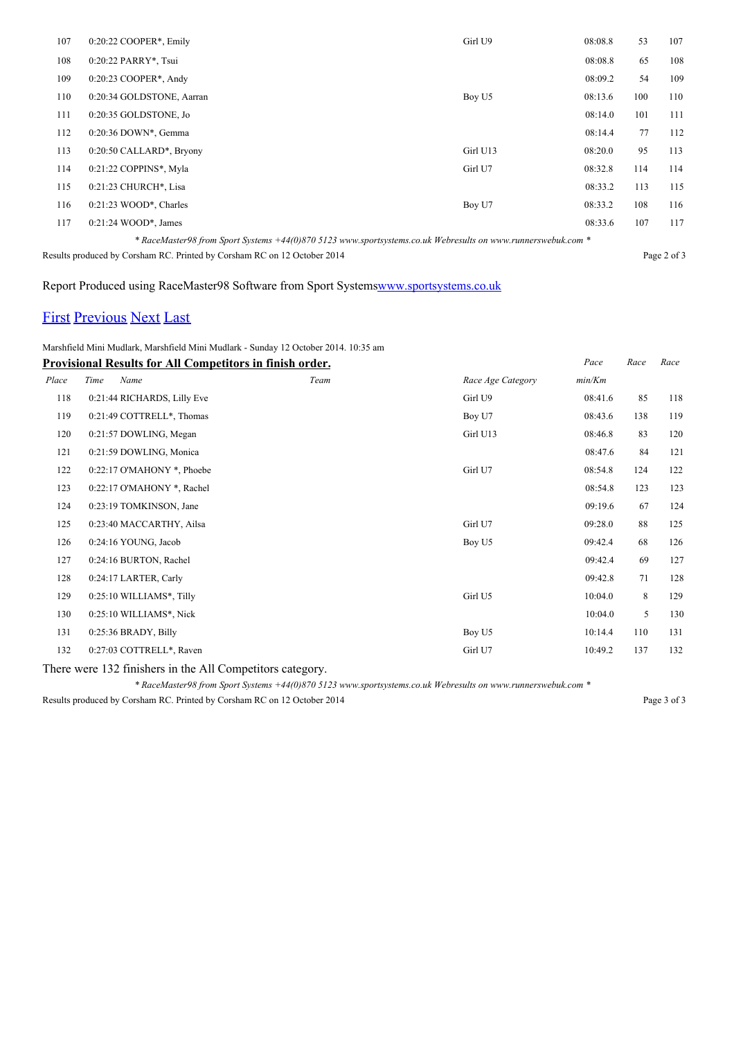| | | | | | | |
|---|---|---|---|---|---|---|
| 107 | 0:20:22 COOPER*, Emily | | Girl U9 | 08:08.8 | 53 | 107 |
| 108 | 0:20:22 PARRY*, Tsui | | | 08:08.8 | 65 | 108 |
| 109 | 0:20:23 COOPER*, Andy | | | 08:09.2 | 54 | 109 |
| 110 | 0:20:34 GOLDSTONE, Aarran | | Boy U5 | 08:13.6 | 100 | 110 |
| 111 | 0:20:35 GOLDSTONE, Jo | | | 08:14.0 | 101 | 111 |
| 112 | 0:20:36 DOWN*, Gemma | | | 08:14.4 | 77 | 112 |
| 113 | 0:20:50 CALLARD*, Bryony | | Girl U13 | 08:20.0 | 95 | 113 |
| 114 | 0:21:22 COPPINS*, Myla | | Girl U7 | 08:32.8 | 114 | 114 |
| 115 | 0:21:23 CHURCH*, Lisa | | | 08:33.2 | 113 | 115 |
| 116 | 0:21:23 WOOD*, Charles | | Boy U7 | 08:33.2 | 108 | 116 |
| 117 | 0:21:24 WOOD*, James | | | 08:33.6 | 107 | 117 |

*\* RaceMaster98 from Sport Systems +44(0)870 5123 www.sportsystems.co.uk Webresults on www.runnerswebuk.com \**

Results produced by Corsham RC. Printed by Corsham RC on 12 October 2014

Report Produced using RaceMaster98 Software from Sport Systems[www.sportsystems.co.uk](www.sportsystems.co.uk)

[First](#) [Previous](#) [Next](#) [Last](#)

Marshfield Mini Mudlark, Marshfield Mini Mudlark - Sunday 12 October 2014. 10:35 am

**Provisional Results for All Competitors in finish order.**

| Place | Time Name | Team | Race Age Category | Pace min/Km | Race | Race |
|---|---|---|---|---|---|---|
| 118 | 0:21:44 RICHARDS, Lilly Eve | | Girl U9 | 08:41.6 | 85 | 118 |
| 119 | 0:21:49 COTTRELL*, Thomas | | Boy U7 | 08:43.6 | 138 | 119 |
| 120 | 0:21:57 DOWLING, Megan | | Girl U13 | 08:46.8 | 83 | 120 |
| 121 | 0:21:59 DOWLING, Monica | | | 08:47.6 | 84 | 121 |
| 122 | 0:22:17 O'MAHONY *, Phoebe | | Girl U7 | 08:54.8 | 124 | 122 |
| 123 | 0:22:17 O'MAHONY *, Rachel | | | 08:54.8 | 123 | 123 |
| 124 | 0:23:19 TOMKINSON, Jane | | | 09:19.6 | 67 | 124 |
| 125 | 0:23:40 MACCARTHY, Ailsa | | Girl U7 | 09:28.0 | 88 | 125 |
| 126 | 0:24:16 YOUNG, Jacob | | Boy U5 | 09:42.4 | 68 | 126 |
| 127 | 0:24:16 BURTON, Rachel | | | 09:42.4 | 69 | 127 |
| 128 | 0:24:17 LARTER, Carly | | | 09:42.8 | 71 | 128 |
| 129 | 0:25:10 WILLIAMS*, Tilly | | Girl U5 | 10:04.0 | 8 | 129 |
| 130 | 0:25:10 WILLIAMS*, Nick | | | 10:04.0 | 5 | 130 |
| 131 | 0:25:36 BRADY, Billy | | Boy U5 | 10:14.4 | 110 | 131 |
| 132 | 0:27:03 COTTRELL*, Raven | | Girl U7 | 10:49.2 | 137 | 132 |

There were 132 finishers in the All Competitors category.

*\* RaceMaster98 from Sport Systems +44(0)870 5123 www.sportsystems.co.uk Webresults on www.runnerswebuk.com \**

Results produced by Corsham RC. Printed by Corsham RC on 12 October 2014